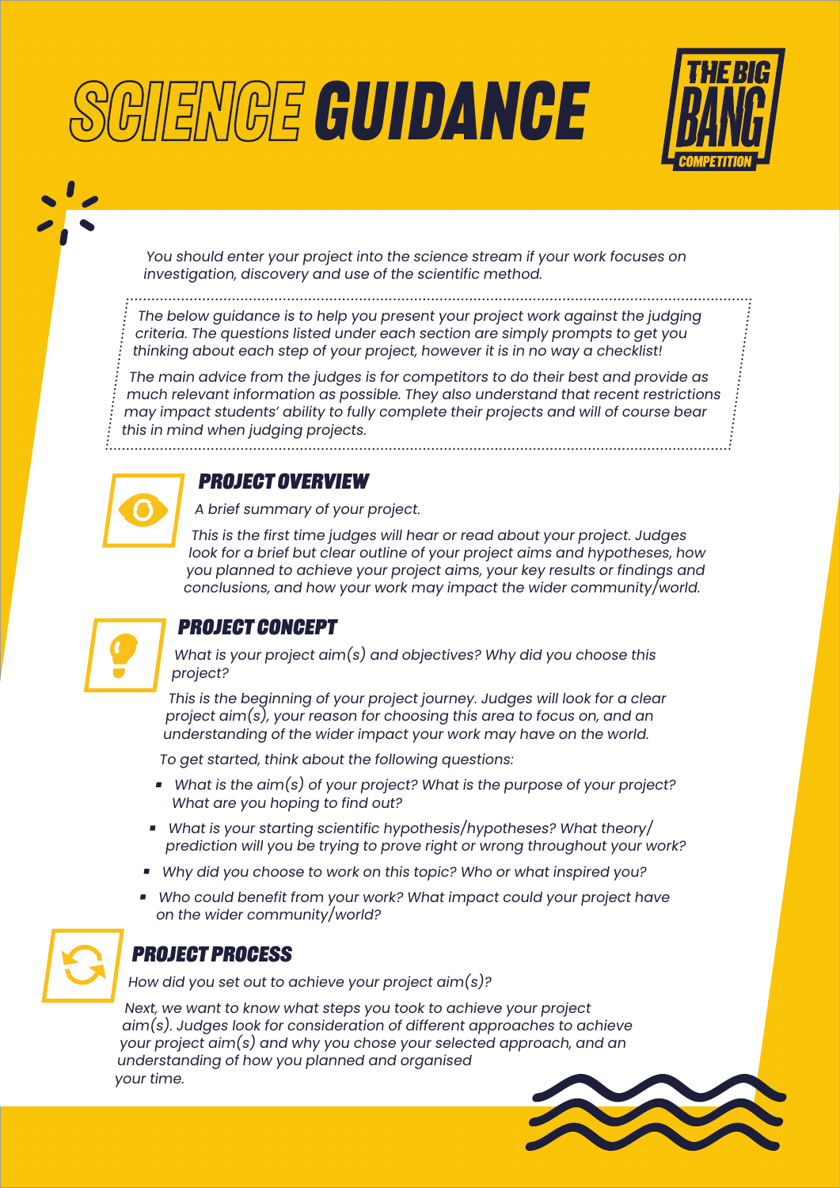# SCIENCE GUIDANCE

THE BIG BANG COMPETITION

*You should enter your project into the science stream if your work focuses on investigation, discovery and use of the scientific method.*

*The below guidance is to help you present your project work against the judging criteria. The questions listed under each section are simply prompts to get you thinking about each step of your project, however it is in no way a checklist!*

*The main advice from the judges is for competitors to do their best and provide as much relevant information as possible. They also understand that recent restrictions may impact students' ability to fully complete their projects and will of course bear this in mind when judging projects.*

## PROJECT OVERVIEW

*A brief summary of your project.*

*This is the first time judges will hear or read about your project. Judges look for a brief but clear outline of your project aims and hypotheses, how you planned to achieve your project aims, your key results or findings and conclusions, and how your work may impact the wider community/world.*

## PROJECT CONCEPT

*What is your project aim(s) and objectives? Why did you choose this project?*

*This is the beginning of your project journey. Judges will look for a clear project aim(s), your reason for choosing this area to focus on, and an understanding of the wider impact your work may have on the world.*

*To get started, think about the following questions:*

- *What is the aim(s) of your project? What is the purpose of your project? What are you hoping to find out?*
- *What is your starting scientific hypothesis/hypotheses? What theory/ prediction will you be trying to prove right or wrong throughout your work?*
- *Why did you choose to work on this topic? Who or what inspired you?*
- *Who could benefit from your work? What impact could your project have on the wider community/world?*

## PROJECT PROCESS

*How did you set out to achieve your project aim(s)?*

*Next, we want to know what steps you took to achieve your project aim(s). Judges look for consideration of different approaches to achieve your project aim(s) and why you chose your selected approach, and an understanding of how you planned and organised your time.*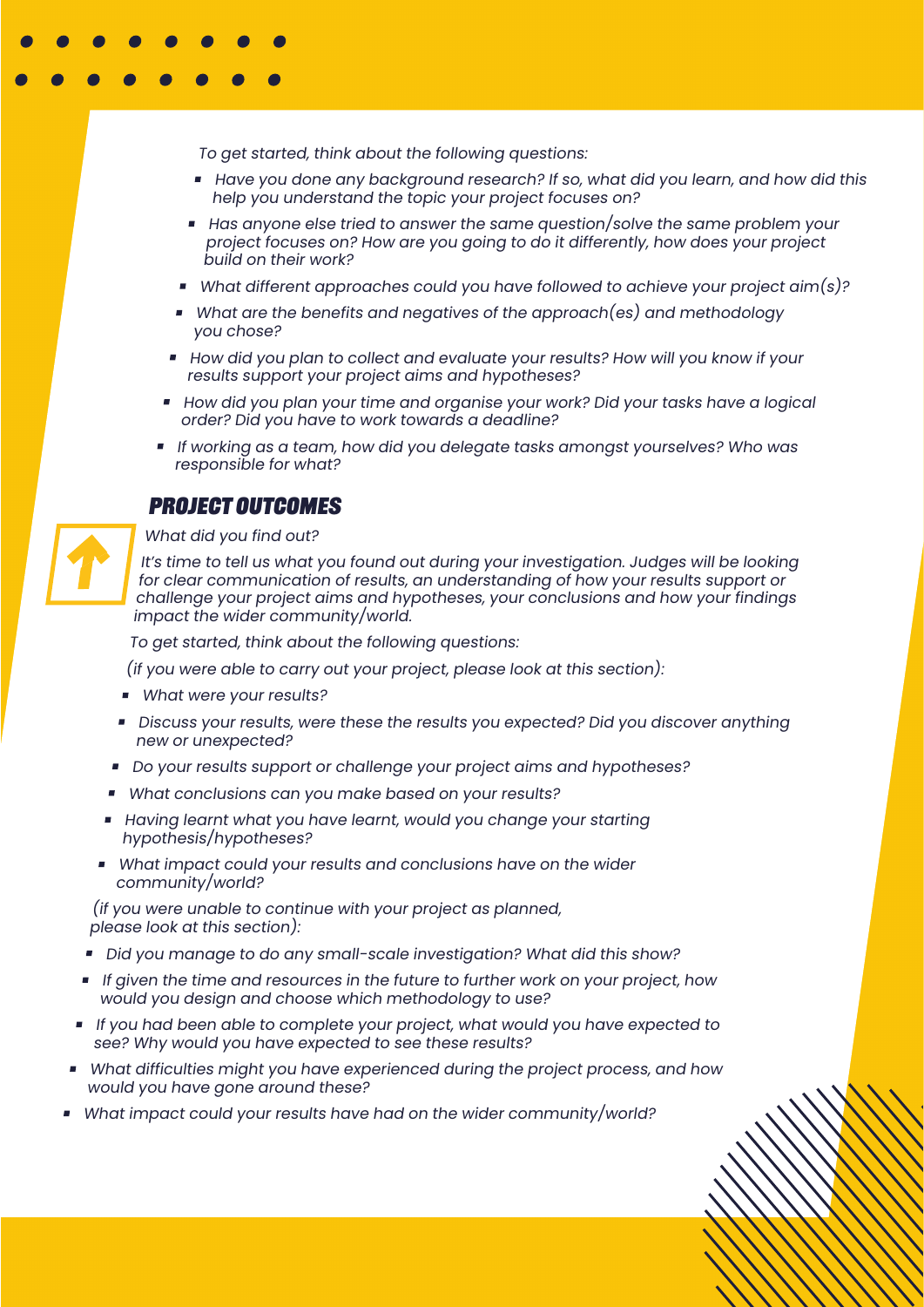*To get started, think about the following questions:*

- *Have you done any background research? If so, what did you learn, and how did this help you understand the topic your project focuses on?*
- *Has anyone else tried to answer the same question/solve the same problem your project focuses on? How are you going to do it differently, how does your project build on their work?*
- *What different approaches could you have followed to achieve your project aim(s)?*
- *What are the benefits and negatives of the approach(es) and methodology you chose?*
- *How did you plan to collect and evaluate your results? How will you know if your results support your project aims and hypotheses?*
- *How did you plan your time and organise your work? Did your tasks have a logical order? Did you have to work towards a deadline?*
- *If working as a team, how did you delegate tasks amongst yourselves? Who was responsible for what?*

## PROJECT OUTCOMES

*What did you find out?*

*It's time to tell us what you found out during your investigation. Judges will be looking for clear communication of results, an understanding of how your results support or challenge your project aims and hypotheses, your conclusions and how your findings impact the wider community/world.*

*To get started, think about the following questions:*

*(if you were able to carry out your project, please look at this section):*

- *What were your results?*
- *Discuss your results, were these the results you expected? Did you discover anything new or unexpected?*
- *Do your results support or challenge your project aims and hypotheses?*
- *What conclusions can you make based on your results?*
- *Having learnt what you have learnt, would you change your starting hypothesis/hypotheses?*
- *What impact could your results and conclusions have on the wider community/world?*

*(if you were unable to continue with your project as planned, please look at this section):*

- *Did you manage to do any small-scale investigation? What did this show?*
- *If given the time and resources in the future to further work on your project, how would you design and choose which methodology to use?*
- *If you had been able to complete your project, what would you have expected to see? Why would you have expected to see these results?*
- *What difficulties might you have experienced during the project process, and how would you have gone around these?*
- *What impact could your results have had on the wider community/world?*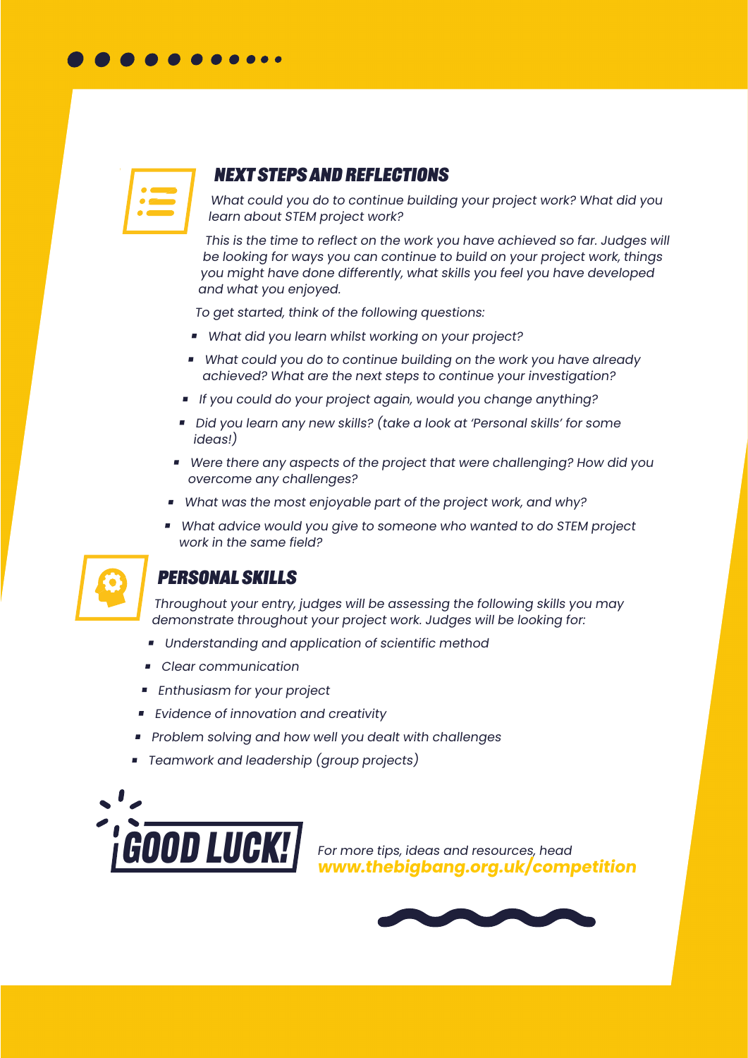## NEXT STEPS AND REFLECTIONS

*What could you do to continue building your project work? What did you learn about STEM project work?*

*This is the time to reflect on the work you have achieved so far. Judges will be looking for ways you can continue to build on your project work, things you might have done differently, what skills you feel you have developed and what you enjoyed.*

*To get started, think of the following questions:*

- *What did you learn whilst working on your project?*
- *What could you do to continue building on the work you have already achieved? What are the next steps to continue your investigation?*
- *If you could do your project again, would you change anything?*
- *Did you learn any new skills? (take a look at 'Personal skills' for some ideas!)*
- *Were there any aspects of the project that were challenging? How did you overcome any challenges?*
- *What was the most enjoyable part of the project work, and why?*
- *What advice would you give to someone who wanted to do STEM project work in the same field?*

## PERSONAL SKILLS

*Throughout your entry, judges will be assessing the following skills you may demonstrate throughout your project work. Judges will be looking for:*

- *Understanding and application of scientific method*
- *Clear communication*
- *Enthusiasm for your project*
- *Evidence of innovation and creativity*
- *Problem solving and how well you dealt with challenges*
- *Teamwork and leadership (group projects)*

## GOOD LUCK!

*For more tips, ideas and resources, head* ***www.thebigbang.org.uk/competition***